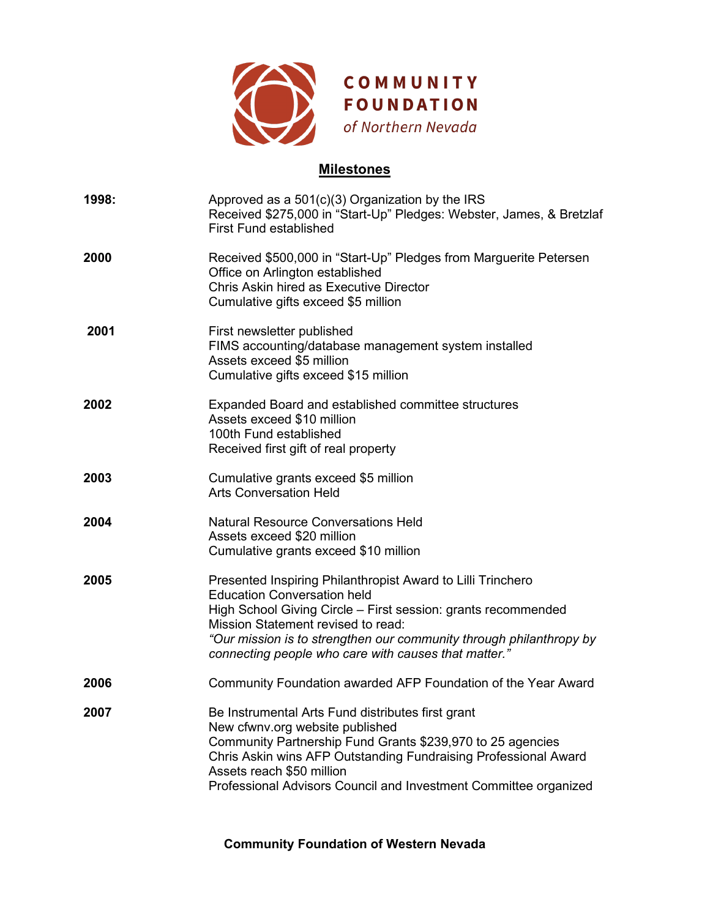COMMUNITY FOUNDATION
*of Northern Nevada*

## Milestones

**1998:**
Approved as a 501(c)(3) Organization by the IRS
Received $275,000 in "Start-Up" Pledges: Webster, James, & Bretzlaf
First Fund established

**2000**
Received $500,000 in "Start-Up" Pledges from Marguerite Petersen
Office on Arlington established
Chris Askin hired as Executive Director
Cumulative gifts exceed $5 million

**2001**
First newsletter published
FIMS accounting/database management system installed
Assets exceed $5 million
Cumulative gifts exceed $15 million

**2002**
Expanded Board and established committee structures
Assets exceed $10 million
100th Fund established
Received first gift of real property

**2003**
Cumulative grants exceed $5 million
Arts Conversation Held

**2004**
Natural Resource Conversations Held
Assets exceed $20 million
Cumulative grants exceed $10 million

**2005**
Presented Inspiring Philanthropist Award to Lilli Trinchero
Education Conversation held
High School Giving Circle – First session: grants recommended
Mission Statement revised to read:
*"Our mission is to strengthen our community through philanthropy by connecting people who care with causes that matter."*

**2006**
Community Foundation awarded AFP Foundation of the Year Award

**2007**
Be Instrumental Arts Fund distributes first grant
New cfwnv.org website published
Community Partnership Fund Grants $239,970 to 25 agencies
Chris Askin wins AFP Outstanding Fundraising Professional Award
Assets reach $50 million
Professional Advisors Council and Investment Committee organized

**Community Foundation of Western Nevada**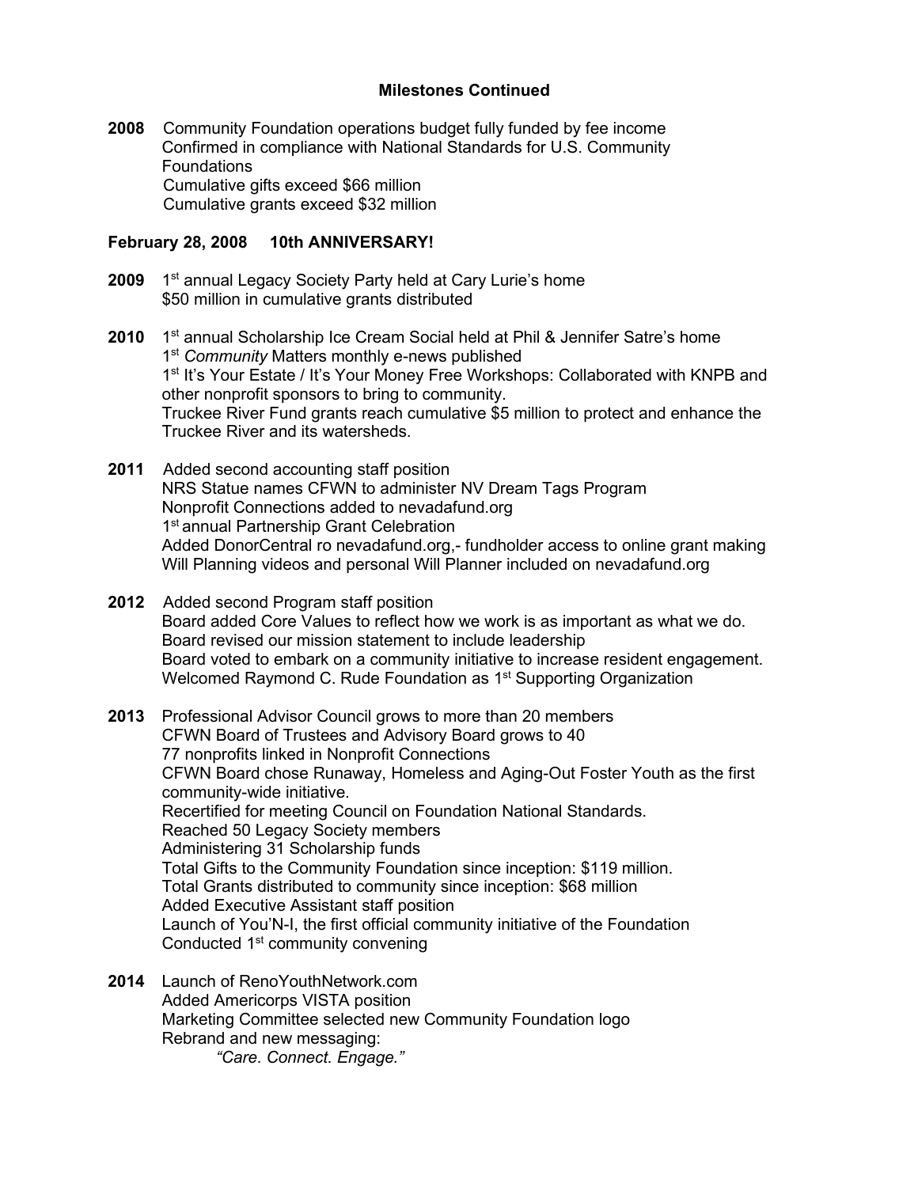## Milestones Continued

**2008** Community Foundation operations budget fully funded by fee income
Confirmed in compliance with National Standards for U.S. Community Foundations
Cumulative gifts exceed $66 million
Cumulative grants exceed $32 million

**February 28, 2008 10th ANNIVERSARY!**

**2009** 1st annual Legacy Society Party held at Cary Lurie's home
$50 million in cumulative grants distributed

**2010** 1st annual Scholarship Ice Cream Social held at Phil & Jennifer Satre's home
1st *Community* Matters monthly e-news published
1st It's Your Estate / It's Your Money Free Workshops: Collaborated with KNPB and other nonprofit sponsors to bring to community.
Truckee River Fund grants reach cumulative $5 million to protect and enhance the Truckee River and its watersheds.

**2011** Added second accounting staff position
NRS Statue names CFWN to administer NV Dream Tags Program
Nonprofit Connections added to nevadafund.org
1st annual Partnership Grant Celebration
Added DonorCentral ro nevadafund.org,- fundholder access to online grant making
Will Planning videos and personal Will Planner included on nevadafund.org

**2012** Added second Program staff position
Board added Core Values to reflect how we work is as important as what we do.
Board revised our mission statement to include leadership
Board voted to embark on a community initiative to increase resident engagement.
Welcomed Raymond C. Rude Foundation as 1st Supporting Organization

**2013** Professional Advisor Council grows to more than 20 members
CFWN Board of Trustees and Advisory Board grows to 40
77 nonprofits linked in Nonprofit Connections
CFWN Board chose Runaway, Homeless and Aging-Out Foster Youth as the first community-wide initiative.
Recertified for meeting Council on Foundation National Standards.
Reached 50 Legacy Society members
Administering 31 Scholarship funds
Total Gifts to the Community Foundation since inception: $119 million.
Total Grants distributed to community since inception: $68 million
Added Executive Assistant staff position
Launch of You'N-I, the first official community initiative of the Foundation
Conducted 1st community convening

**2014** Launch of RenoYouthNetwork.com
Added Americorps VISTA position
Marketing Committee selected new Community Foundation logo
Rebrand and new messaging:
*"Care. Connect. Engage."*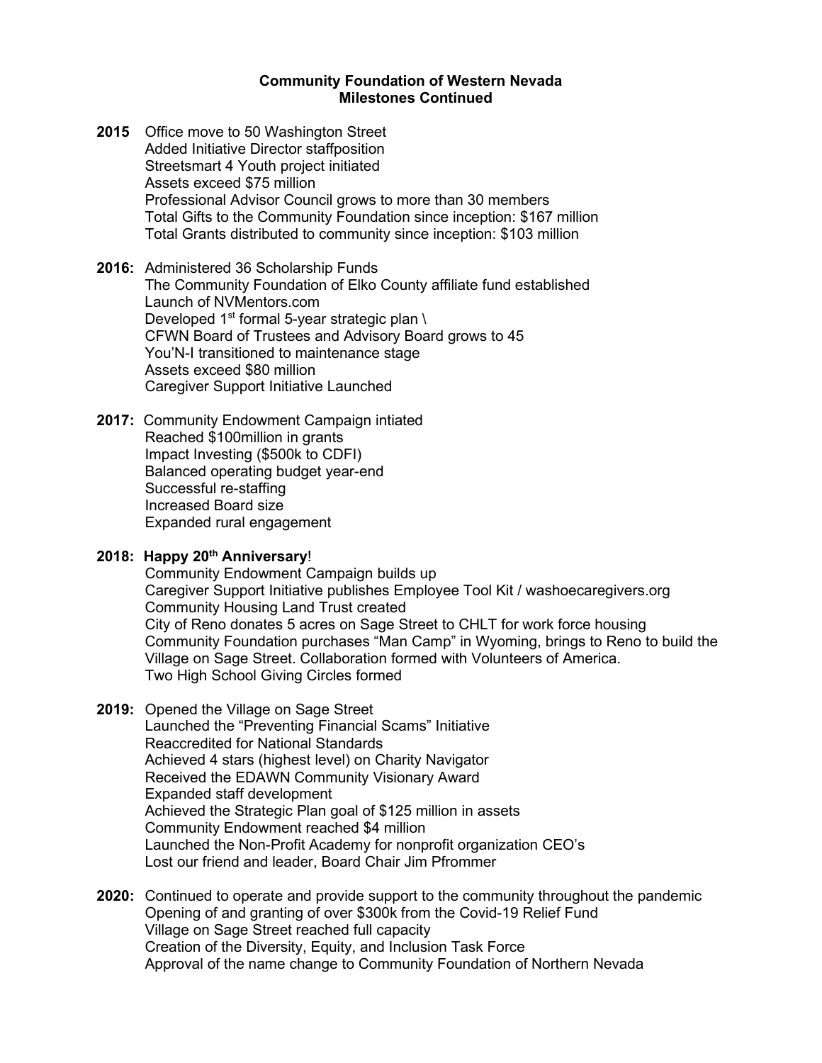**Community Foundation of Western Nevada**
**Milestones Continued**

**2015** Office move to 50 Washington Street
Added Initiative Director staffposition
Streetsmart 4 Youth project initiated
Assets exceed $75 million
Professional Advisor Council grows to more than 30 members
Total Gifts to the Community Foundation since inception: $167 million
Total Grants distributed to community since inception: $103 million

**2016:** Administered 36 Scholarship Funds
The Community Foundation of Elko County affiliate fund established
Launch of NVMentors.com
Developed 1st formal 5-year strategic plan \
CFWN Board of Trustees and Advisory Board grows to 45
You'N-I transitioned to maintenance stage
Assets exceed $80 million
Caregiver Support Initiative Launched

**2017:** Community Endowment Campaign intiated
Reached $100million in grants
Impact Investing ($500k to CDFI)
Balanced operating budget year-end
Successful re-staffing
Increased Board size
Expanded rural engagement

**2018: Happy 20th Anniversary**!
Community Endowment Campaign builds up
Caregiver Support Initiative publishes Employee Tool Kit / washoecaregivers.org
Community Housing Land Trust created
City of Reno donates 5 acres on Sage Street to CHLT for work force housing
Community Foundation purchases "Man Camp" in Wyoming, brings to Reno to build the Village on Sage Street. Collaboration formed with Volunteers of America.
Two High School Giving Circles formed

**2019:** Opened the Village on Sage Street
Launched the "Preventing Financial Scams" Initiative
Reaccredited for National Standards
Achieved 4 stars (highest level) on Charity Navigator
Received the EDAWN Community Visionary Award
Expanded staff development
Achieved the Strategic Plan goal of $125 million in assets
Community Endowment reached $4 million
Launched the Non-Profit Academy for nonprofit organization CEO's
Lost our friend and leader, Board Chair Jim Pfrommer

**2020:** Continued to operate and provide support to the community throughout the pandemic
Opening of and granting of over $300k from the Covid-19 Relief Fund
Village on Sage Street reached full capacity
Creation of the Diversity, Equity, and Inclusion Task Force
Approval of the name change to Community Foundation of Northern Nevada